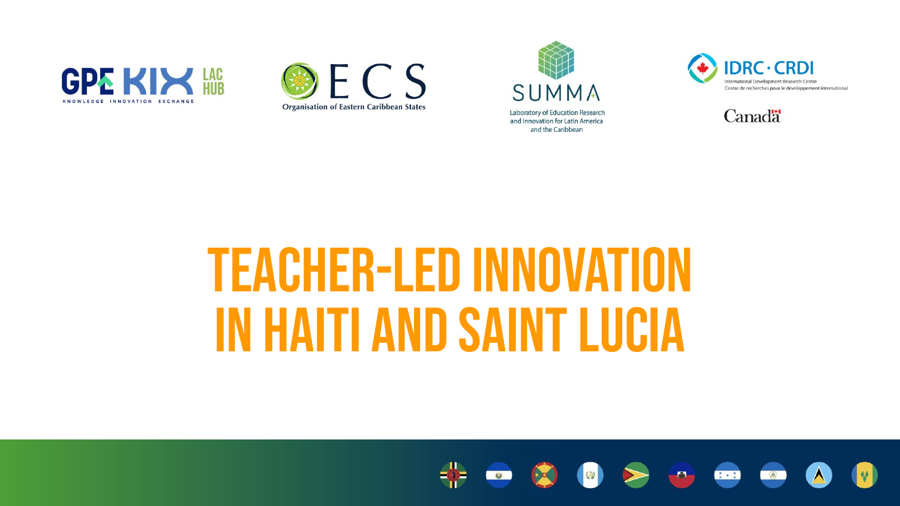GPE KIX LAC HUB
KNOWLEDGE INNOVATION EXCHANGE

OECS
Organisation of Eastern Caribbean States

SUMMA
Laboratory of Education Research and Innovation for Latin America and the Caribbean

IDRC · CRDI
International Development Research Centre
Centre de recherches pour le développement international

Canada

# TEACHER-LED INNOVATION IN HAITI AND SAINT LUCIA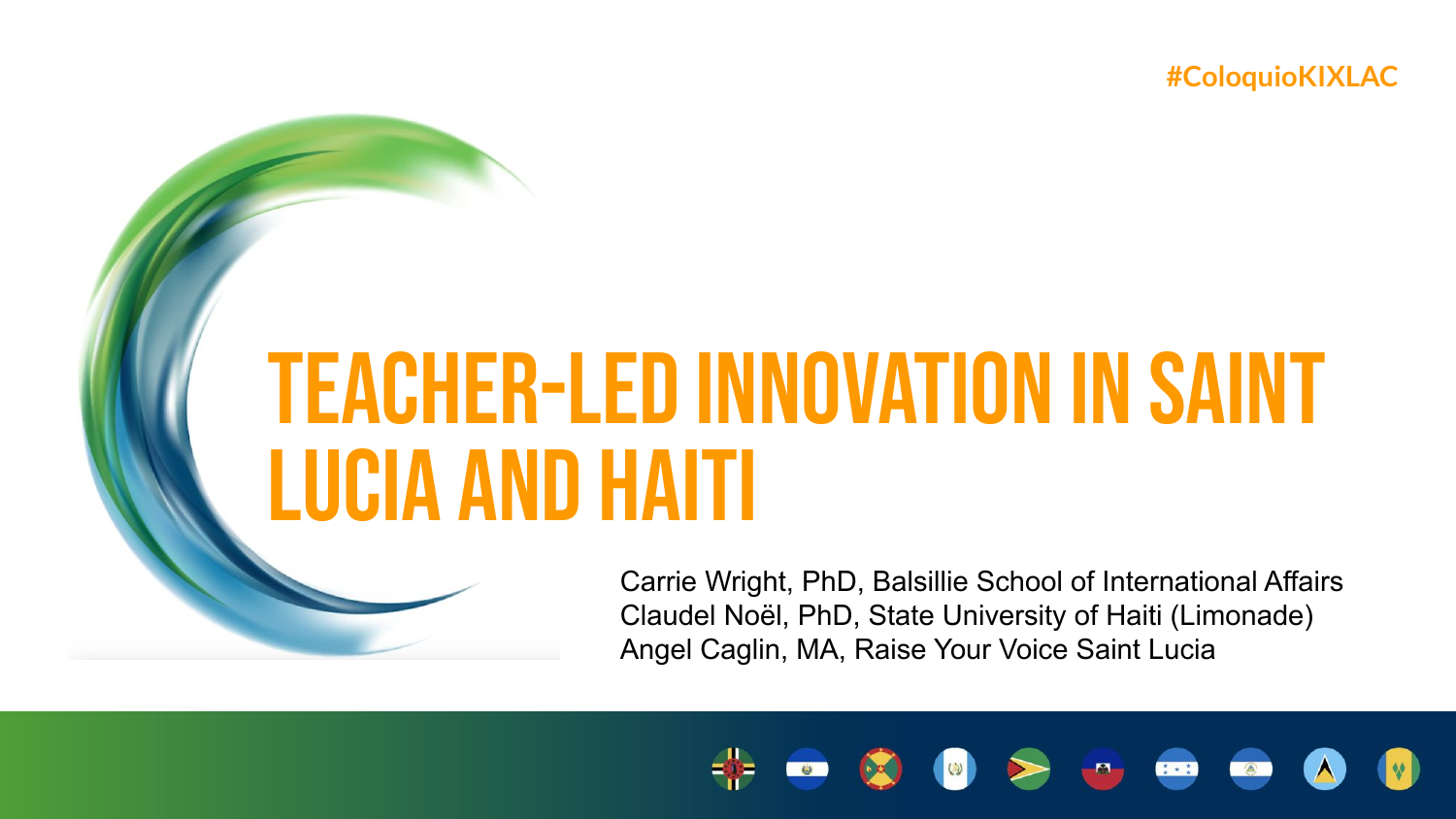#ColoquioKIXLAC

# TEACHER-LED INNOVATION IN SAINT LUCIA AND HAITI

Carrie Wright, PhD, Balsillie School of International Affairs
Claudel Noël, PhD, State University of Haiti (Limonade)
Angel Caglin, MA, Raise Your Voice Saint Lucia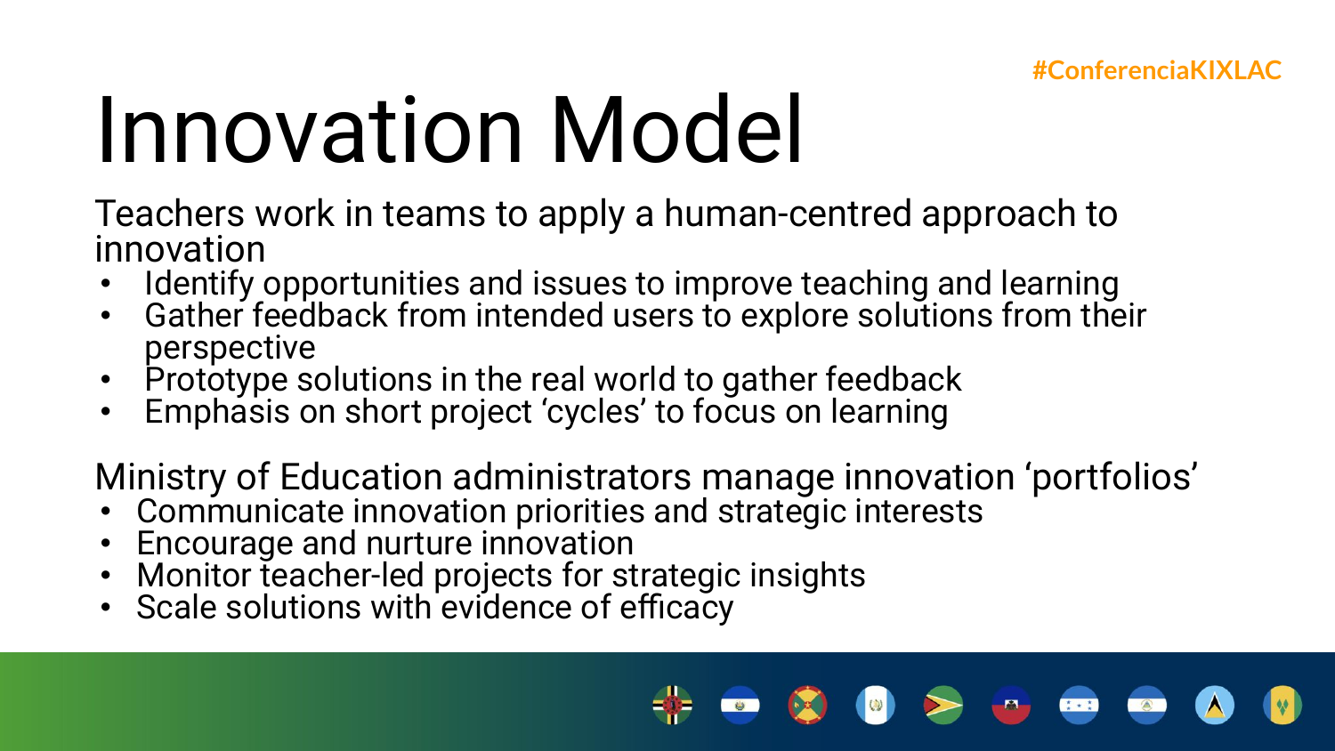#ConferenciaKIXLAC

# Innovation Model

Teachers work in teams to apply a human-centred approach to innovation

- Identify opportunities and issues to improve teaching and learning
- Gather feedback from intended users to explore solutions from their perspective
- Prototype solutions in the real world to gather feedback
- Emphasis on short project 'cycles' to focus on learning

Ministry of Education administrators manage innovation 'portfolios'

- Communicate innovation priorities and strategic interests
- Encourage and nurture innovation
- Monitor teacher-led projects for strategic insights
- Scale solutions with evidence of efficacy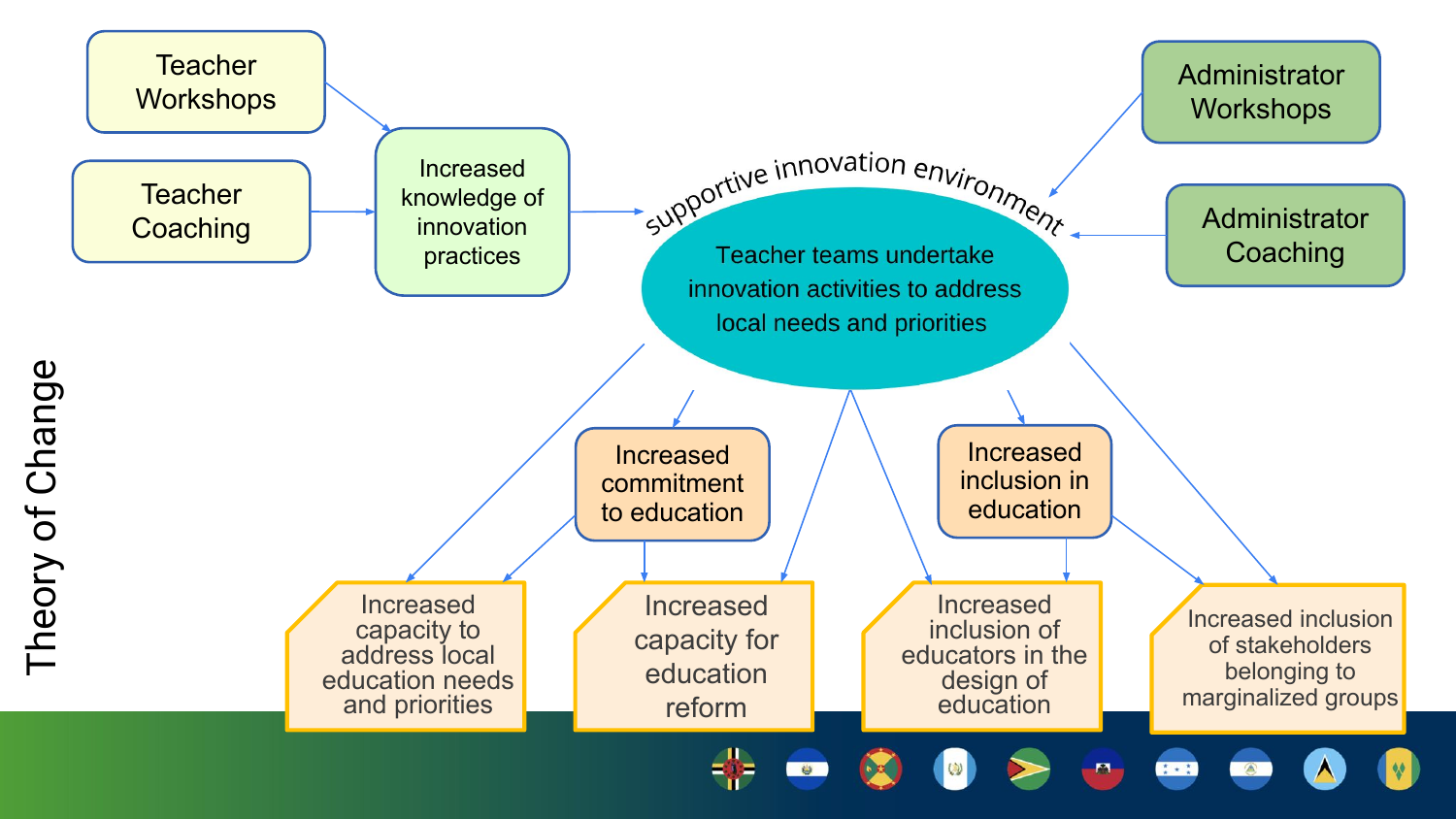# Theory of Change

- Teacher Workshops
- Teacher Coaching
- Increased knowledge of innovation practices
- Administrator Workshops
- Administrator Coaching

supportive innovation environment

**Teacher teams undertake innovation activities to address local needs and priorities**

- Increased commitment to education
- Increased inclusion in education

Outcomes:

- Increased capacity to address local education needs and priorities
- Increased capacity for education reform
- Increased inclusion of educators in the design of education
- Increased inclusion of stakeholders belonging to marginalized groups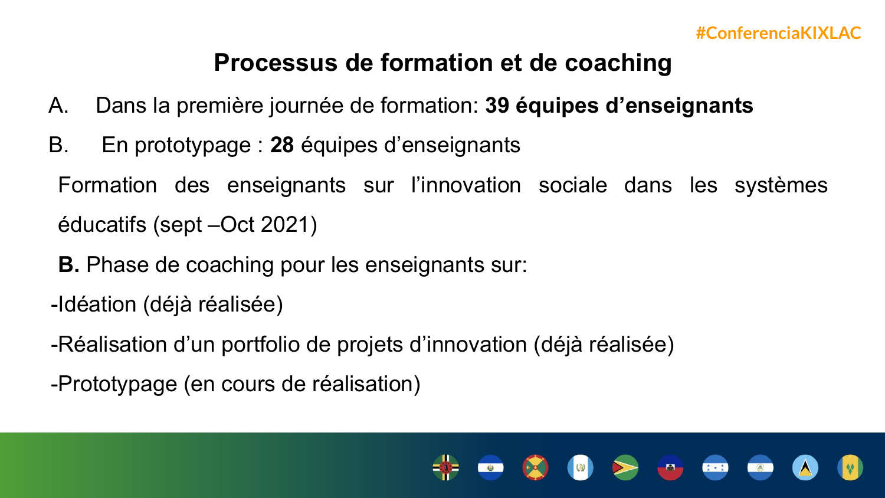## Processus de formation et de coaching

A. Dans la première journée de formation: **39 équipes d'enseignants**

B. En prototypage : **28** équipes d'enseignants

Formation des enseignants sur l'innovation sociale dans les systèmes éducatifs (sept –Oct 2021)

**B.** Phase de coaching pour les enseignants sur:

-Idéation (déjà réalisée)

-Réalisation d'un portfolio de projets d'innovation (déjà réalisée)

-Prototypage (en cours de réalisation)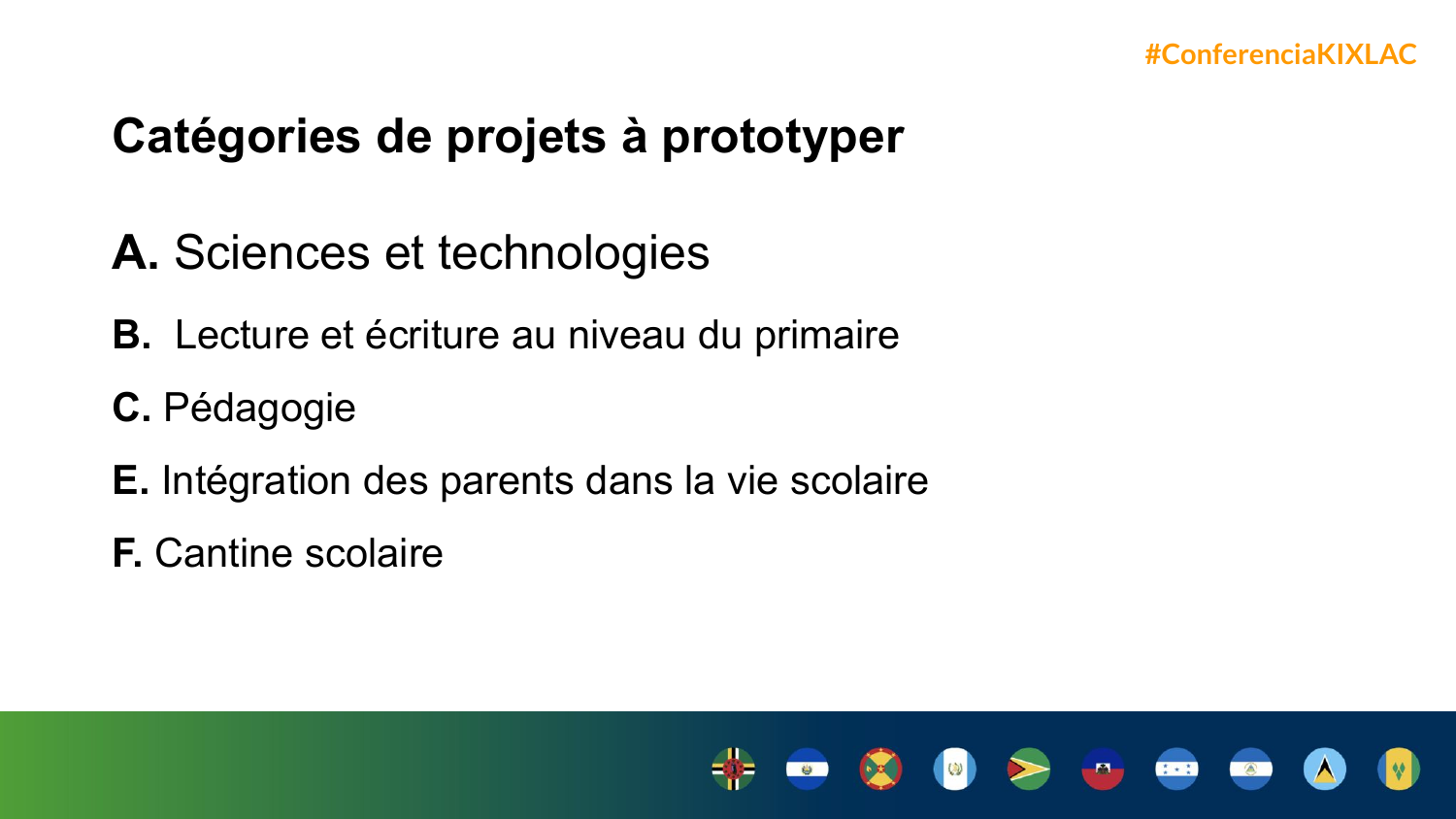## Catégories de projets à prototyper

**A.** Sciences et technologies

**B.** Lecture et écriture au niveau du primaire

**C.** Pédagogie

**E.** Intégration des parents dans la vie scolaire

**F.** Cantine scolaire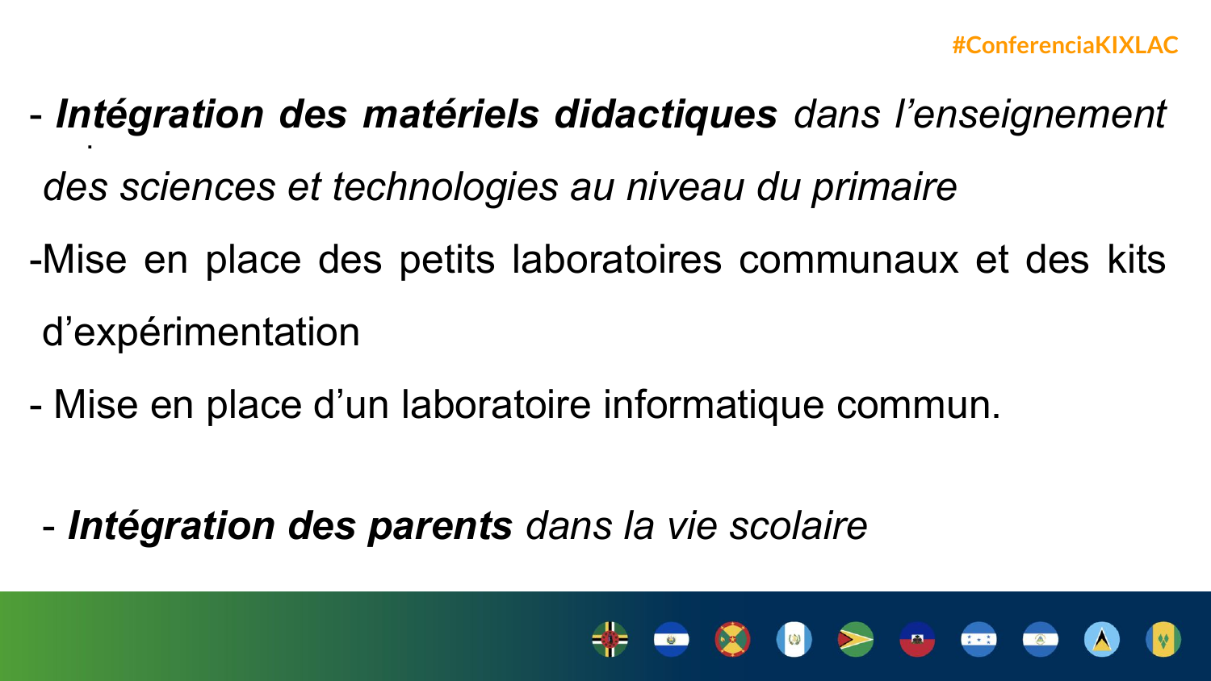- ***Intégration des matériels didactiques*** *dans l'enseignement des sciences et technologies au niveau du primaire*

- Mise en place des petits laboratoires communaux et des kits d'expérimentation

- Mise en place d'un laboratoire informatique commun.

- ***Intégration des parents*** *dans la vie scolaire*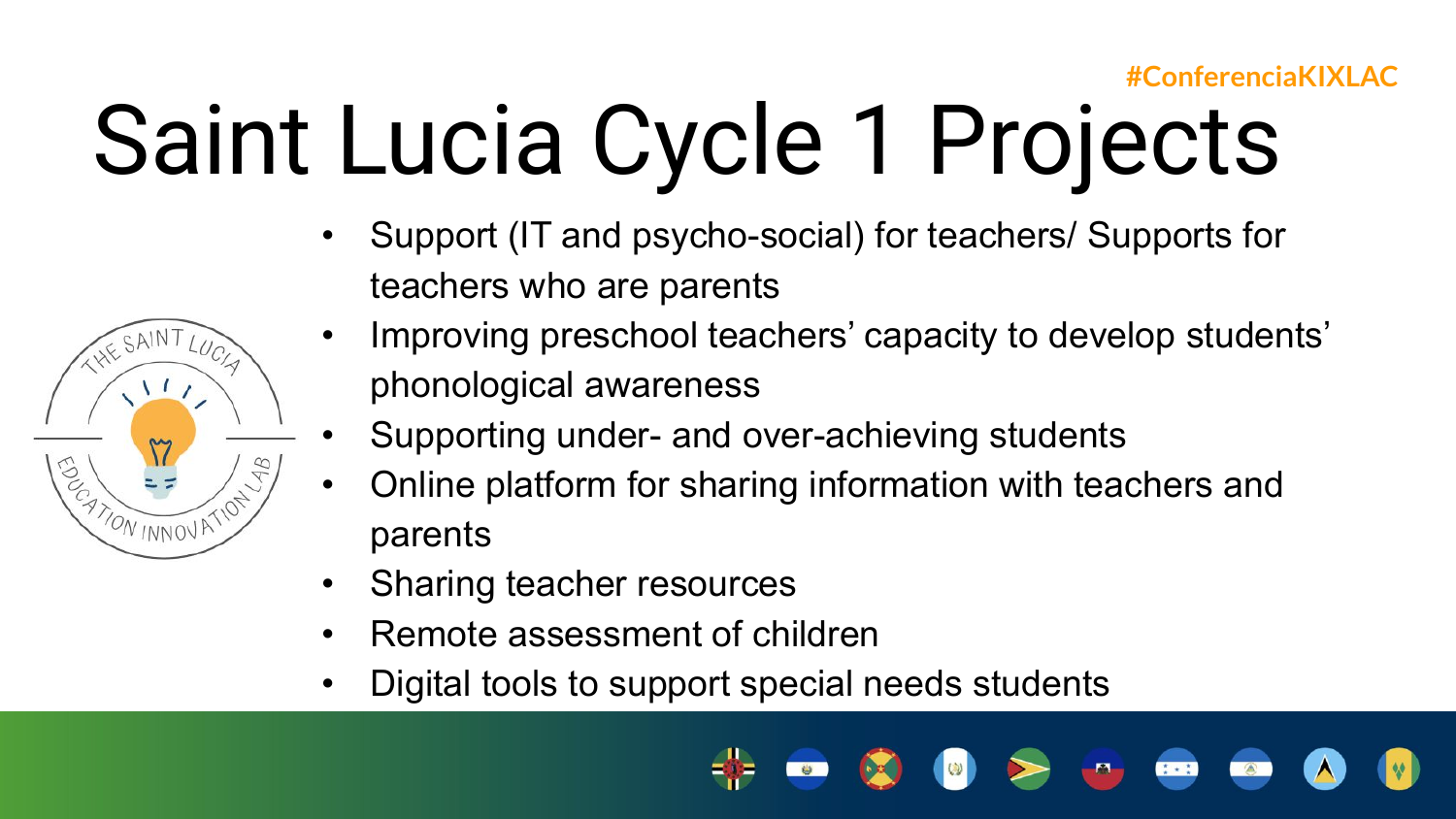#ConferenciaKIXLAC

# Saint Lucia Cycle 1 Projects

- Support (IT and psycho-social) for teachers/ Supports for teachers who are parents
- Improving preschool teachers' capacity to develop students' phonological awareness
- Supporting under- and over-achieving students
- Online platform for sharing information with teachers and parents
- Sharing teacher resources
- Remote assessment of children
- Digital tools to support special needs students